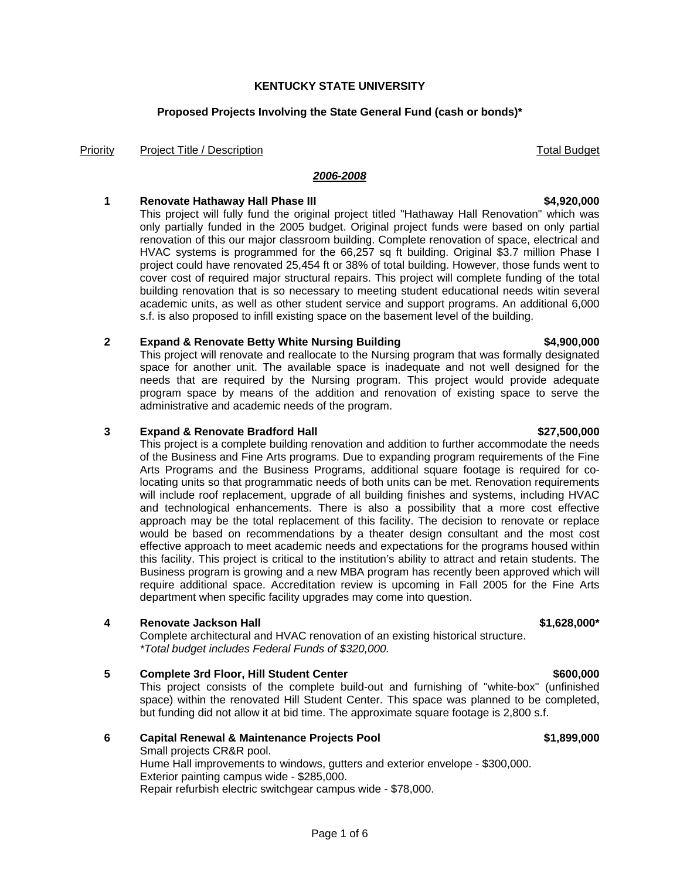**KENTUCKY STATE UNIVERSITY**

**Proposed Projects Involving the State General Fund (cash or bonds)***

Priority | Project Title / Description | Total Budget

***2006-2008***

**1 Renovate Hathaway Hall Phase III — $4,920,000**

This project will fully fund the original project titled "Hathaway Hall Renovation" which was only partially funded in the 2005 budget. Original project funds were based on only partial renovation of this our major classroom building. Complete renovation of space, electrical and HVAC systems is programmed for the 66,257 sq ft building. Original $3.7 million Phase I project could have renovated 25,454 ft or 38% of total building. However, those funds went to cover cost of required major structural repairs. This project will complete funding of the total building renovation that is so necessary to meeting student educational needs witin several academic units, as well as other student service and support programs. An additional 6,000 s.f. is also proposed to infill existing space on the basement level of the building.

**2 Expand & Renovate Betty White Nursing Building — $4,900,000**

This project will renovate and reallocate to the Nursing program that was formally designated space for another unit. The available space is inadequate and not well designed for the needs that are required by the Nursing program. This project would provide adequate program space by means of the addition and renovation of existing space to serve the administrative and academic needs of the program.

**3 Expand & Renovate Bradford Hall — $27,500,000**

This project is a complete building renovation and addition to further accommodate the needs of the Business and Fine Arts programs. Due to expanding program requirements of the Fine Arts Programs and the Business Programs, additional square footage is required for co-locating units so that programmatic needs of both units can be met. Renovation requirements will include roof replacement, upgrade of all building finishes and systems, including HVAC and technological enhancements. There is also a possibility that a more cost effective approach may be the total replacement of this facility. The decision to renovate or replace would be based on recommendations by a theater design consultant and the most cost effective approach to meet academic needs and expectations for the programs housed within this facility. This project is critical to the institution's ability to attract and retain students. The Business program is growing and a new MBA program has recently been approved which will require additional space. Accreditation review is upcoming in Fall 2005 for the Fine Arts department when specific facility upgrades may come into question.

**4 Renovate Jackson Hall — $1,628,000***

Complete architectural and HVAC renovation of an existing historical structure.
*\*Total budget includes Federal Funds of $320,000.*

**5 Complete 3rd Floor, Hill Student Center — $600,000**

This project consists of the complete build-out and furnishing of "white-box" (unfinished space) within the renovated Hill Student Center. This space was planned to be completed, but funding did not allow it at bid time. The approximate square footage is 2,800 s.f.

**6 Capital Renewal & Maintenance Projects Pool — $1,899,000**

Small projects CR&R pool.
Hume Hall improvements to windows, gutters and exterior envelope - $300,000.
Exterior painting campus wide - $285,000.
Repair refurbish electric switchgear campus wide - $78,000.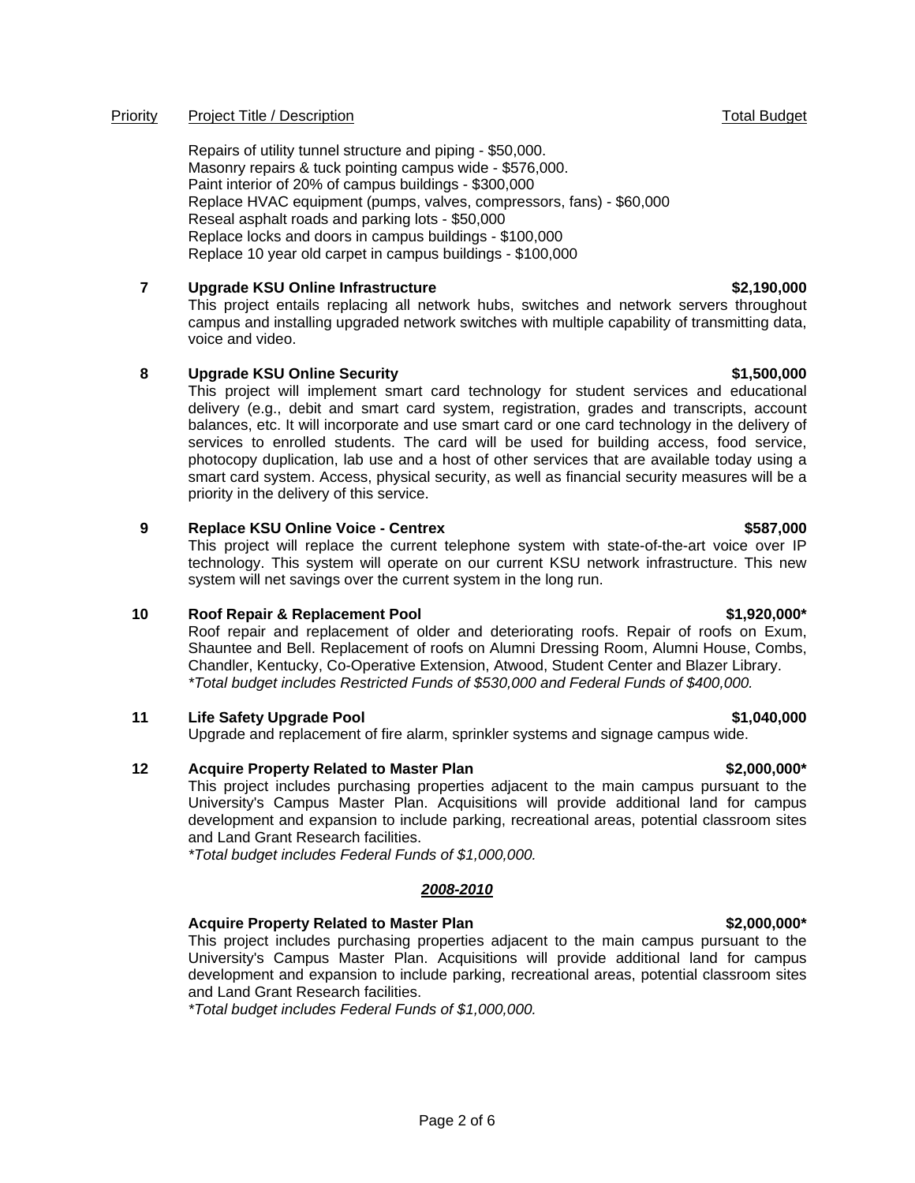| Priority | Project Title / Description | Total Budget |
|---|---|---|
| | Repairs of utility tunnel structure and piping - $50,000.<br>Masonry repairs & tuck pointing campus wide - $576,000.<br>Paint interior of 20% of campus buildings - $300,000<br>Replace HVAC equipment (pumps, valves, compressors, fans) - $60,000<br>Reseal asphalt roads and parking lots - $50,000<br>Replace locks and doors in campus buildings - $100,000<br>Replace 10 year old carpet in campus buildings - $100,000 | |
| **7** | **Upgrade KSU Online Infrastructure**<br>This project entails replacing all network hubs, switches and network servers throughout campus and installing upgraded network switches with multiple capability of transmitting data, voice and video. | **$2,190,000** |
| **8** | **Upgrade KSU Online Security**<br>This project will implement smart card technology for student services and educational delivery (e.g., debit and smart card system, registration, grades and transcripts, account balances, etc. It will incorporate and use smart card or one card technology in the delivery of services to enrolled students. The card will be used for building access, food service, photocopy duplication, lab use and a host of other services that are available today using a smart card system. Access, physical security, as well as financial security measures will be a priority in the delivery of this service. | **$1,500,000** |
| **9** | **Replace KSU Online Voice - Centrex**<br>This project will replace the current telephone system with state-of-the-art voice over IP technology. This system will operate on our current KSU network infrastructure. This new system will net savings over the current system in the long run. | **$587,000** |
| **10** | **Roof Repair & Replacement Pool**<br>Roof repair and replacement of older and deteriorating roofs. Repair of roofs on Exum, Shauntee and Bell. Replacement of roofs on Alumni Dressing Room, Alumni House, Combs, Chandler, Kentucky, Co-Operative Extension, Atwood, Student Center and Blazer Library.<br>*\*Total budget includes Restricted Funds of $530,000 and Federal Funds of $400,000.* | **$1,920,000\*** |
| **11** | **Life Safety Upgrade Pool**<br>Upgrade and replacement of fire alarm, sprinkler systems and signage campus wide. | **$1,040,000** |
| **12** | **Acquire Property Related to Master Plan**<br>This project includes purchasing properties adjacent to the main campus pursuant to the University's Campus Master Plan. Acquisitions will provide additional land for campus development and expansion to include parking, recreational areas, potential classroom sites and Land Grant Research facilities.<br>*\*Total budget includes Federal Funds of $1,000,000.* | **$2,000,000\*** |

## ***2008-2010***

| Priority | Project Title / Description | Total Budget |
|---|---|---|
| | **Acquire Property Related to Master Plan**<br>This project includes purchasing properties adjacent to the main campus pursuant to the University's Campus Master Plan. Acquisitions will provide additional land for campus development and expansion to include parking, recreational areas, potential classroom sites and Land Grant Research facilities.<br>*\*Total budget includes Federal Funds of $1,000,000.* | **$2,000,000\*** |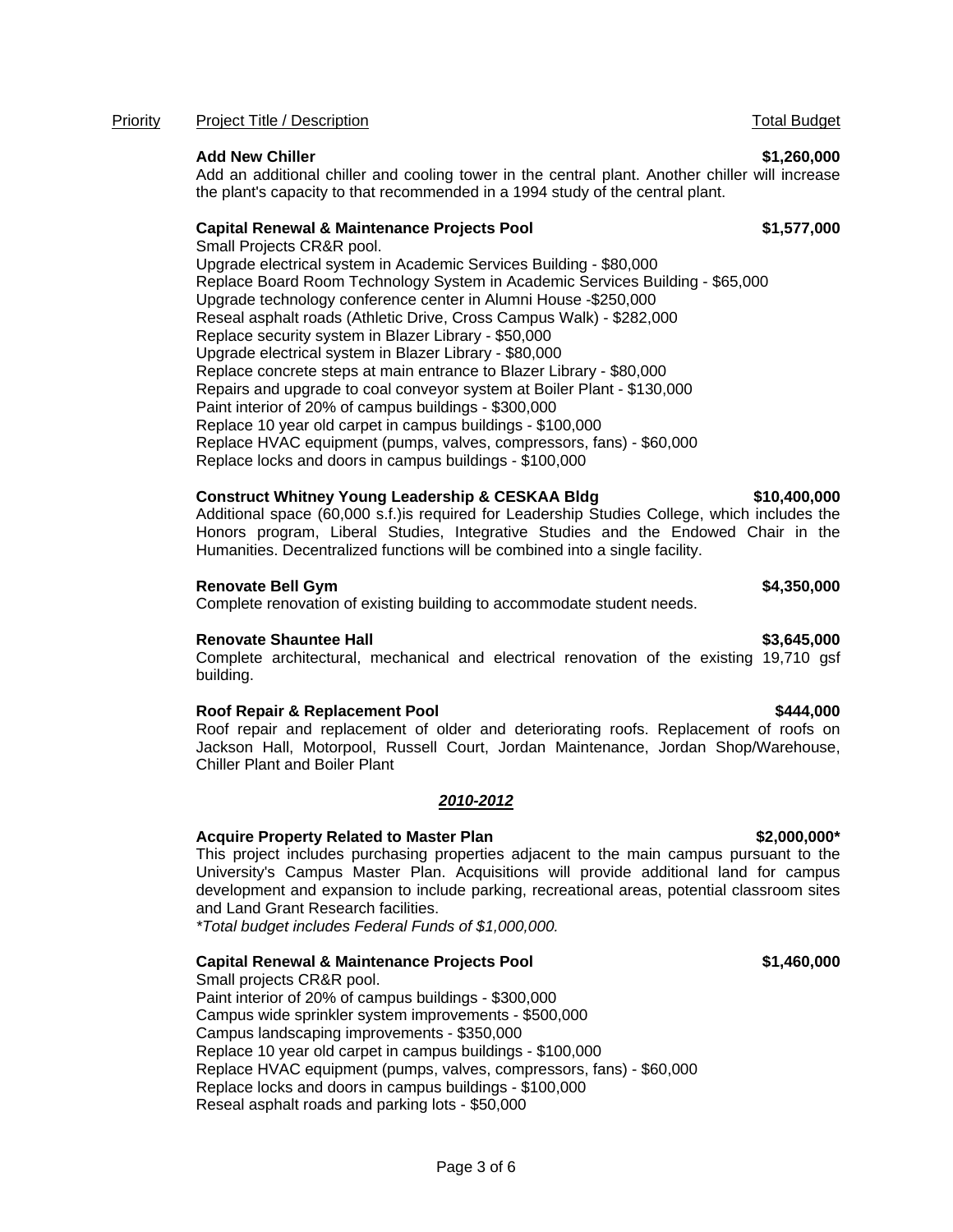| Priority | Project Title / Description | Total Budget |
|---|---|---|

**Add New Chiller** — **$1,260,000**

Add an additional chiller and cooling tower in the central plant. Another chiller will increase the plant's capacity to that recommended in a 1994 study of the central plant.

**Capital Renewal & Maintenance Projects Pool** — **$1,577,000**

Small Projects CR&R pool.
Upgrade electrical system in Academic Services Building - $80,000
Replace Board Room Technology System in Academic Services Building - $65,000
Upgrade technology conference center in Alumni House -$250,000
Reseal asphalt roads (Athletic Drive, Cross Campus Walk) - $282,000
Replace security system in Blazer Library - $50,000
Upgrade electrical system in Blazer Library - $80,000
Replace concrete steps at main entrance to Blazer Library - $80,000
Repairs and upgrade to coal conveyor system at Boiler Plant - $130,000
Paint interior of 20% of campus buildings - $300,000
Replace 10 year old carpet in campus buildings - $100,000
Replace HVAC equipment (pumps, valves, compressors, fans) - $60,000
Replace locks and doors in campus buildings - $100,000

**Construct Whitney Young Leadership & CESKAA Bldg** — **$10,400,000**

Additional space (60,000 s.f.)is required for Leadership Studies College, which includes the Honors program, Liberal Studies, Integrative Studies and the Endowed Chair in the Humanities. Decentralized functions will be combined into a single facility.

**Renovate Bell Gym** — **$4,350,000**

Complete renovation of existing building to accommodate student needs.

**Renovate Shauntee Hall** — **$3,645,000**

Complete architectural, mechanical and electrical renovation of the existing 19,710 gsf building.

**Roof Repair & Replacement Pool** — **$444,000**

Roof repair and replacement of older and deteriorating roofs. Replacement of roofs on Jackson Hall, Motorpool, Russell Court, Jordan Maintenance, Jordan Shop/Warehouse, Chiller Plant and Boiler Plant

## ***2010-2012***

**Acquire Property Related to Master Plan** — **$2,000,000***

This project includes purchasing properties adjacent to the main campus pursuant to the University's Campus Master Plan. Acquisitions will provide additional land for campus development and expansion to include parking, recreational areas, potential classroom sites and Land Grant Research facilities.
*\*Total budget includes Federal Funds of $1,000,000.*

**Capital Renewal & Maintenance Projects Pool** — **$1,460,000**

Small projects CR&R pool.
Paint interior of 20% of campus buildings - $300,000
Campus wide sprinkler system improvements - $500,000
Campus landscaping improvements - $350,000
Replace 10 year old carpet in campus buildings - $100,000
Replace HVAC equipment (pumps, valves, compressors, fans) - $60,000
Replace locks and doors in campus buildings - $100,000
Reseal asphalt roads and parking lots - $50,000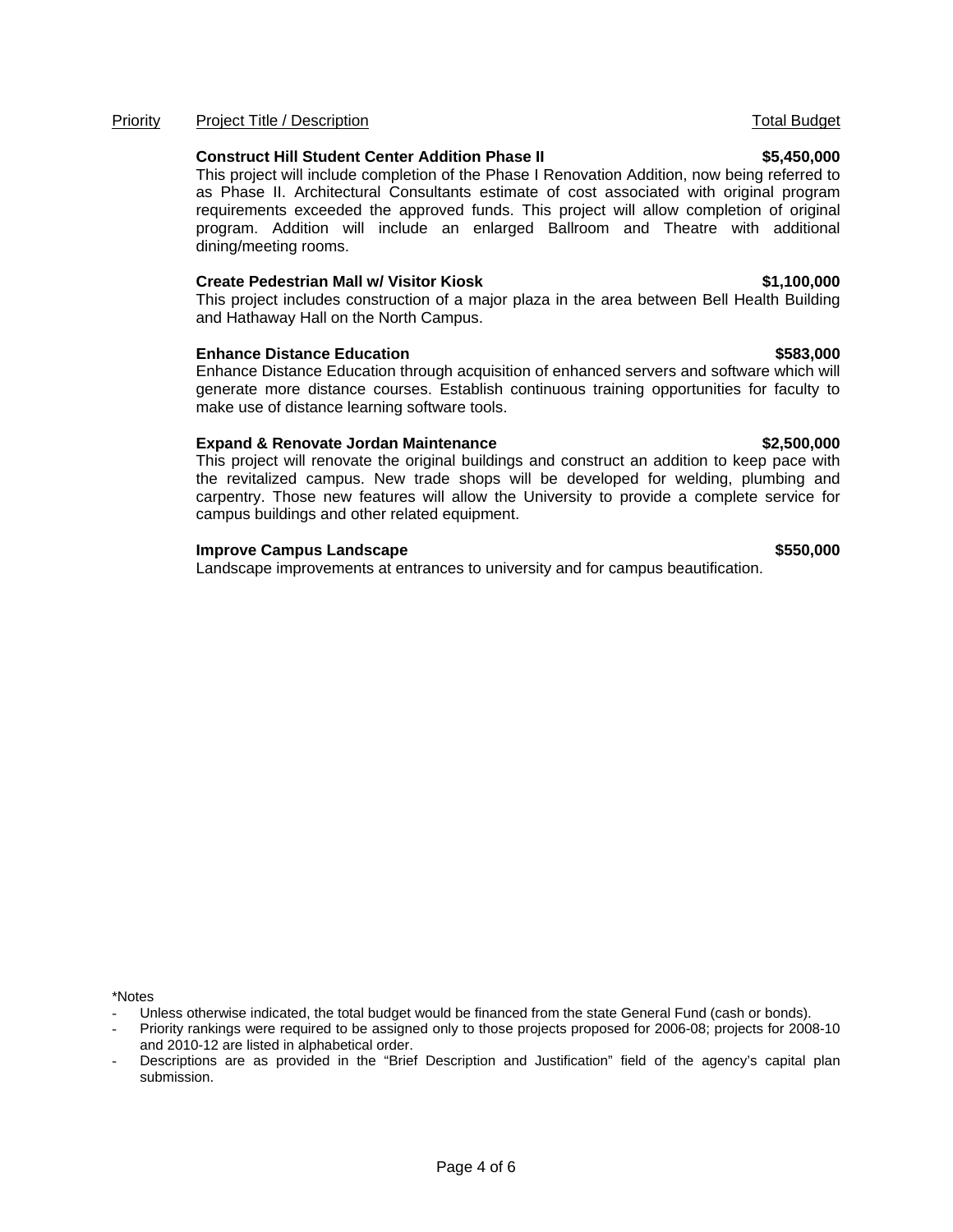| Priority | Project Title / Description | Total Budget |
|---|---|---|
| | **Construct Hill Student Center Addition Phase II**<br>This project will include completion of the Phase I Renovation Addition, now being referred to as Phase II. Architectural Consultants estimate of cost associated with original program requirements exceeded the approved funds. This project will allow completion of original program. Addition will include an enlarged Ballroom and Theatre with additional dining/meeting rooms. | **$5,450,000** |
| | **Create Pedestrian Mall w/ Visitor Kiosk**<br>This project includes construction of a major plaza in the area between Bell Health Building and Hathaway Hall on the North Campus. | **$1,100,000** |
| | **Enhance Distance Education**<br>Enhance Distance Education through acquisition of enhanced servers and software which will generate more distance courses. Establish continuous training opportunities for faculty to make use of distance learning software tools. | **$583,000** |
| | **Expand & Renovate Jordan Maintenance**<br>This project will renovate the original buildings and construct an addition to keep pace with the revitalized campus. New trade shops will be developed for welding, plumbing and carpentry. Those new features will allow the University to provide a complete service for campus buildings and other related equipment. | **$2,500,000** |
| | **Improve Campus Landscape**<br>Landscape improvements at entrances to university and for campus beautification. | **$550,000** |

*Notes
- Unless otherwise indicated, the total budget would be financed from the state General Fund (cash or bonds).
- Priority rankings were required to be assigned only to those projects proposed for 2006-08; projects for 2008-10 and 2010-12 are listed in alphabetical order.
- Descriptions are as provided in the "Brief Description and Justification" field of the agency's capital plan submission.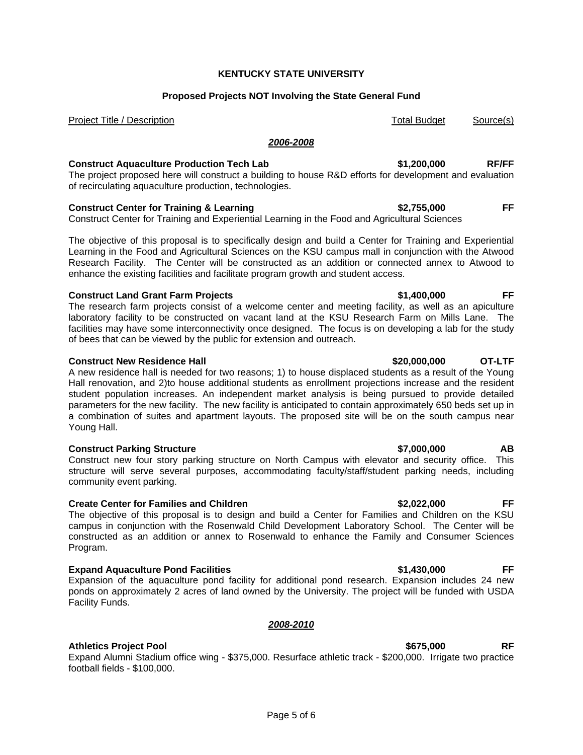**KENTUCKY STATE UNIVERSITY**

**Proposed Projects NOT Involving the State General Fund**

| Project Title / Description | Total Budget | Source(s) |
|---|---|---|

***2006-2008***

**Construct Aquaculture Production Tech Lab** — **$1,200,000** — **RF/FF**

The project proposed here will construct a building to house R&D efforts for development and evaluation of recirculating aquaculture production, technologies.

**Construct Center for Training & Learning** — **$2,755,000** — **FF**

Construct Center for Training and Experiential Learning in the Food and Agricultural Sciences

The objective of this proposal is to specifically design and build a Center for Training and Experiential Learning in the Food and Agricultural Sciences on the KSU campus mall in conjunction with the Atwood Research Facility. The Center will be constructed as an addition or connected annex to Atwood to enhance the existing facilities and facilitate program growth and student access.

**Construct Land Grant Farm Projects** — **$1,400,000** — **FF**

The research farm projects consist of a welcome center and meeting facility, as well as an apiculture laboratory facility to be constructed on vacant land at the KSU Research Farm on Mills Lane. The facilities may have some interconnectivity once designed. The focus is on developing a lab for the study of bees that can be viewed by the public for extension and outreach.

**Construct New Residence Hall** — **$20,000,000** — **OT-LTF**

A new residence hall is needed for two reasons; 1) to house displaced students as a result of the Young Hall renovation, and 2)to house additional students as enrollment projections increase and the resident student population increases. An independent market analysis is being pursued to provide detailed parameters for the new facility. The new facility is anticipated to contain approximately 650 beds set up in a combination of suites and apartment layouts. The proposed site will be on the south campus near Young Hall.

**Construct Parking Structure** — **$7,000,000** — **AB**

Construct new four story parking structure on North Campus with elevator and security office. This structure will serve several purposes, accommodating faculty/staff/student parking needs, including community event parking.

**Create Center for Families and Children** — **$2,022,000** — **FF**

The objective of this proposal is to design and build a Center for Families and Children on the KSU campus in conjunction with the Rosenwald Child Development Laboratory School. The Center will be constructed as an addition or annex to Rosenwald to enhance the Family and Consumer Sciences Program.

**Expand Aquaculture Pond Facilities** — **$1,430,000** — **FF**

Expansion of the aquaculture pond facility for additional pond research. Expansion includes 24 new ponds on approximately 2 acres of land owned by the University. The project will be funded with USDA Facility Funds.

***2008-2010***

**Athletics Project Pool** — **$675,000** — **RF**

Expand Alumni Stadium office wing - $375,000. Resurface athletic track - $200,000. Irrigate two practice football fields - $100,000.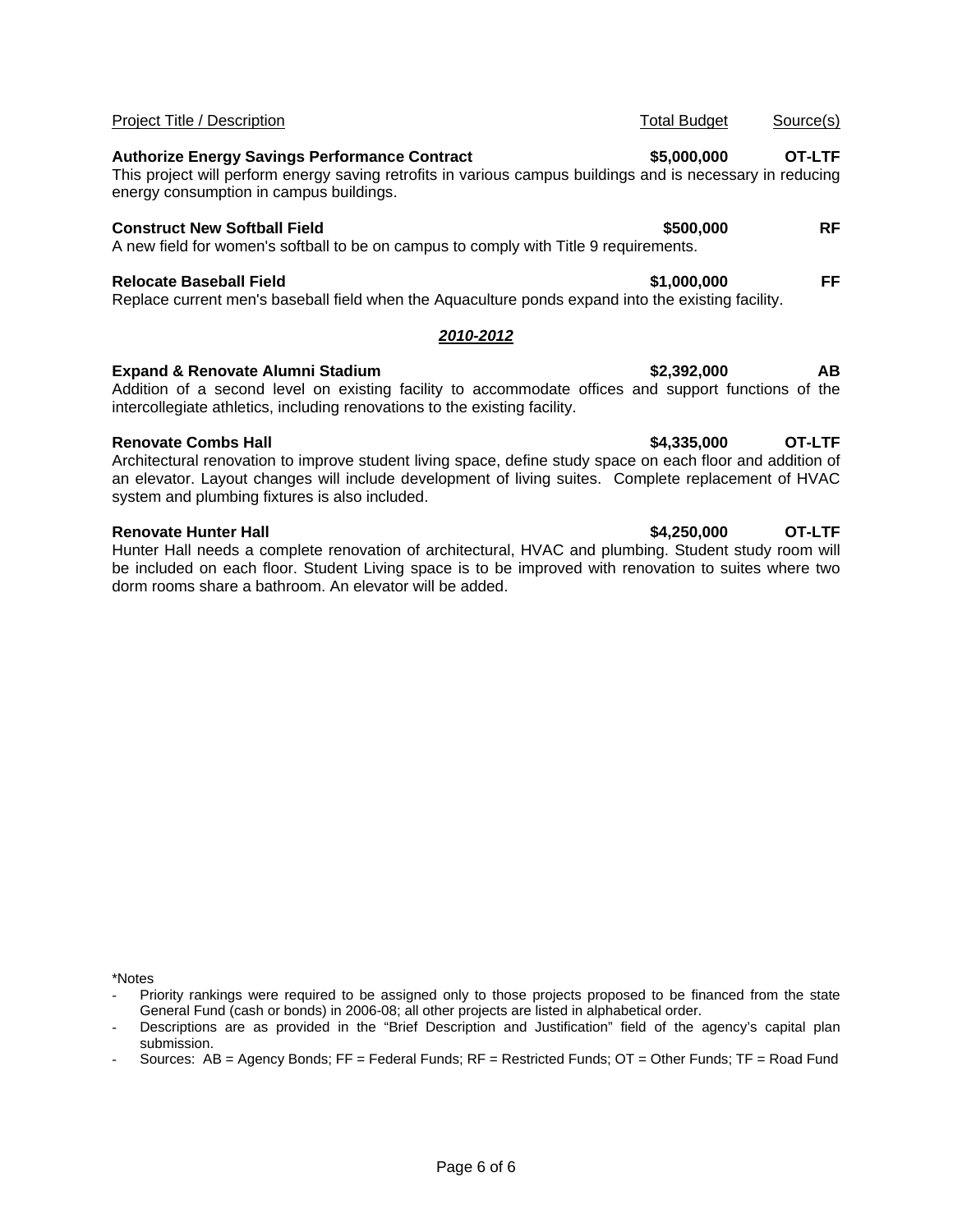| Project Title / Description | Total Budget | Source(s) |
|---|---|---|
| **Authorize Energy Savings Performance Contract** | **$5,000,000** | **OT-LTF** |
| This project will perform energy saving retrofits in various campus buildings and is necessary in reducing energy consumption in campus buildings. | | |
| **Construct New Softball Field** | **$500,000** | **RF** |
| A new field for women's softball to be on campus to comply with Title 9 requirements. | | |
| **Relocate Baseball Field** | **$1,000,000** | **FF** |
| Replace current men's baseball field when the Aquaculture ponds expand into the existing facility. | | |

***2010-2012***

| Project Title / Description | Total Budget | Source(s) |
|---|---|---|
| **Expand & Renovate Alumni Stadium** | **$2,392,000** | **AB** |
| Addition of a second level on existing facility to accommodate offices and support functions of the intercollegiate athletics, including renovations to the existing facility. | | |
| **Renovate Combs Hall** | **$4,335,000** | **OT-LTF** |
| Architectural renovation to improve student living space, define study space on each floor and addition of an elevator. Layout changes will include development of living suites. Complete replacement of HVAC system and plumbing fixtures is also included. | | |
| **Renovate Hunter Hall** | **$4,250,000** | **OT-LTF** |
| Hunter Hall needs a complete renovation of architectural, HVAC and plumbing. Student study room will be included on each floor. Student Living space is to be improved with renovation to suites where two dorm rooms share a bathroom. An elevator will be added. | | |

*Notes

- Priority rankings were required to be assigned only to those projects proposed to be financed from the state General Fund (cash or bonds) in 2006-08; all other projects are listed in alphabetical order.
- Descriptions are as provided in the "Brief Description and Justification" field of the agency's capital plan submission.
- Sources: AB = Agency Bonds; FF = Federal Funds; RF = Restricted Funds; OT = Other Funds; TF = Road Fund